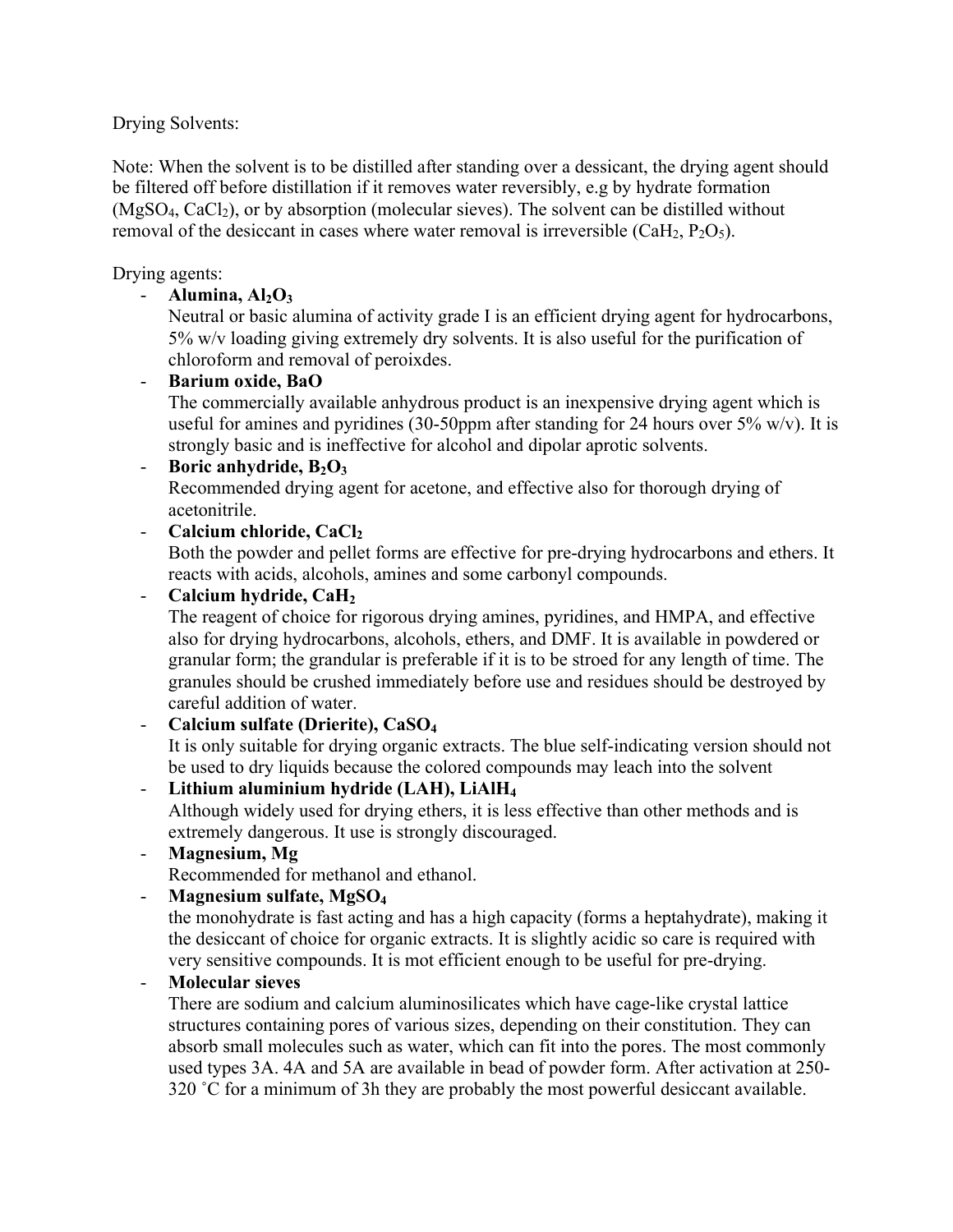Drying Solvents:

Note: When the solvent is to be distilled after standing over a dessicant, the drying agent should be filtered off before distillation if it removes water reversibly, e.g by hydrate formation ($MgSO_4$, $CaCl_2$), or by absorption (molecular sieves). The solvent can be distilled without removal of the desiccant in cases where water removal is irreversible ($CaH_2$, $P_2O_5$).

Drying agents:

- **Alumina, $Al_2O_3$**
  Neutral or basic alumina of activity grade I is an efficient drying agent for hydrocarbons, 5% w/v loading giving extremely dry solvents. It is also useful for the purification of chloroform and removal of peroixdes.
- **Barium oxide, BaO**
  The commercially available anhydrous product is an inexpensive drying agent which is useful for amines and pyridines (30-50ppm after standing for 24 hours over 5% w/v). It is strongly basic and is ineffective for alcohol and dipolar aprotic solvents.
- **Boric anhydride, $B_2O_3$**
  Recommended drying agent for acetone, and effective also for thorough drying of acetonitrile.
- **Calcium chloride, $CaCl_2$**
  Both the powder and pellet forms are effective for pre-drying hydrocarbons and ethers. It reacts with acids, alcohols, amines and some carbonyl compounds.
- **Calcium hydride, $CaH_2$**
  The reagent of choice for rigorous drying amines, pyridines, and HMPA, and effective also for drying hydrocarbons, alcohols, ethers, and DMF. It is available in powdered or granular form; the grandular is preferable if it is to be stroed for any length of time. The granules should be crushed immediately before use and residues should be destroyed by careful addition of water.
- **Calcium sulfate (Drierite), $CaSO_4$**
  It is only suitable for drying organic extracts. The blue self-indicating version should not be used to dry liquids because the colored compounds may leach into the solvent
- **Lithium aluminium hydride (LAH), $LiAlH_4$**
  Although widely used for drying ethers, it is less effective than other methods and is extremely dangerous. It use is strongly discouraged.
- **Magnesium, Mg**
  Recommended for methanol and ethanol.
- **Magnesium sulfate, $MgSO_4$**
  the monohydrate is fast acting and has a high capacity (forms a heptahydrate), making it the desiccant of choice for organic extracts. It is slightly acidic so care is required with very sensitive compounds. It is mot efficient enough to be useful for pre-drying.
- **Molecular sieves**
  There are sodium and calcium aluminosilicates which have cage-like crystal lattice structures containing pores of various sizes, depending on their constitution. They can absorb small molecules such as water, which can fit into the pores. The most commonly used types 3A. 4A and 5A are available in bead of powder form. After activation at 250-320 ˚C for a minimum of 3h they are probably the most powerful desiccant available.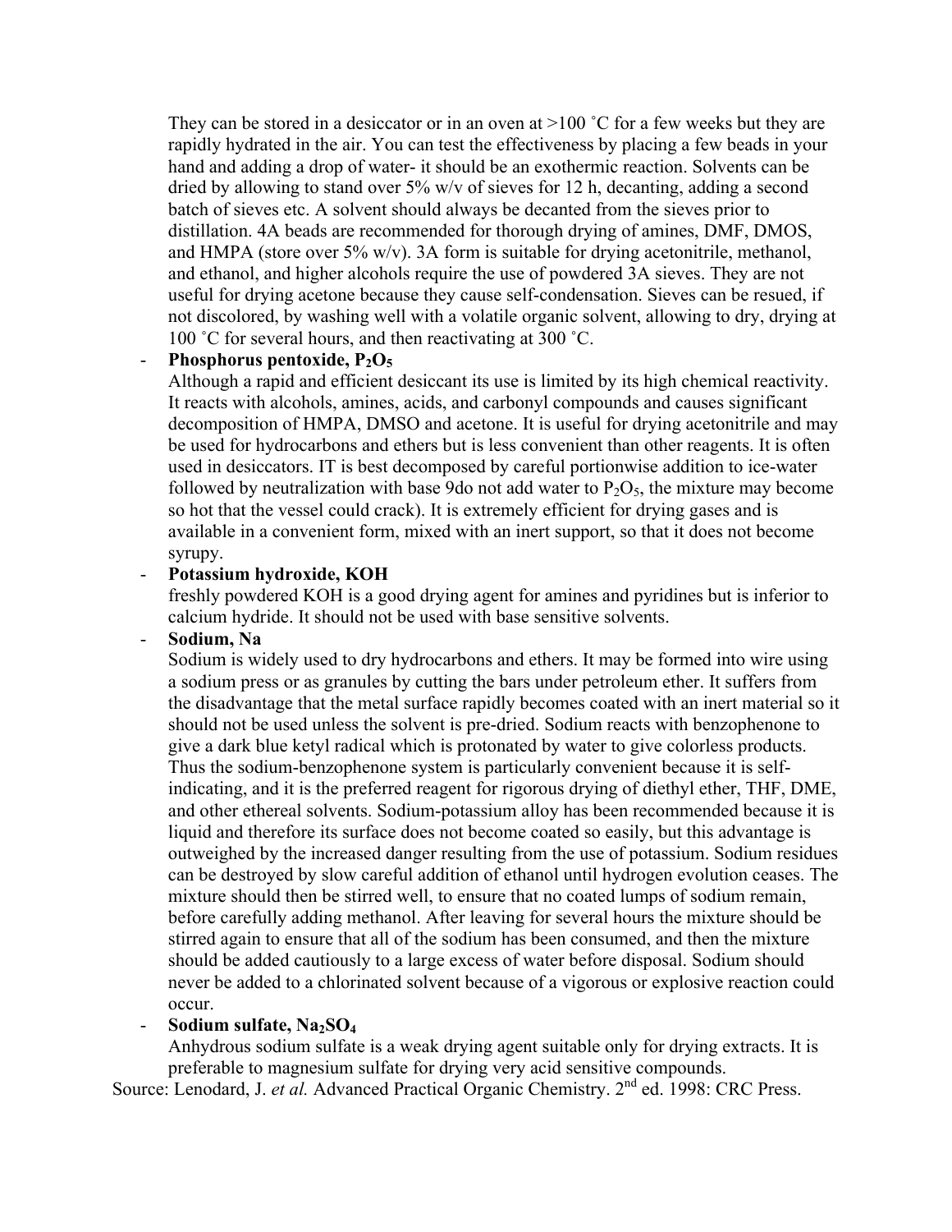They can be stored in a desiccator or in an oven at >100 ˚C for a few weeks but they are rapidly hydrated in the air. You can test the effectiveness by placing a few beads in your hand and adding a drop of water- it should be an exothermic reaction. Solvents can be dried by allowing to stand over 5% w/v of sieves for 12 h, decanting, adding a second batch of sieves etc. A solvent should always be decanted from the sieves prior to distillation. 4A beads are recommended for thorough drying of amines, DMF, DMOS, and HMPA (store over 5% w/v). 3A form is suitable for drying acetonitrile, methanol, and ethanol, and higher alcohols require the use of powdered 3A sieves. They are not useful for drying acetone because they cause self-condensation. Sieves can be resued, if not discolored, by washing well with a volatile organic solvent, allowing to dry, drying at 100 ˚C for several hours, and then reactivating at 300 ˚C.

- **Phosphorus pentoxide, $P_2O_5$**
  Although a rapid and efficient desiccant its use is limited by its high chemical reactivity. It reacts with alcohols, amines, acids, and carbonyl compounds and causes significant decomposition of HMPA, DMSO and acetone. It is useful for drying acetonitrile and may be used for hydrocarbons and ethers but is less convenient than other reagents. It is often used in desiccators. IT is best decomposed by careful portionwise addition to ice-water followed by neutralization with base 9do not add water to $P_2O_5$, the mixture may become so hot that the vessel could crack). It is extremely efficient for drying gases and is available in a convenient form, mixed with an inert support, so that it does not become syrupy.
- **Potassium hydroxide, KOH**
  freshly powdered KOH is a good drying agent for amines and pyridines but is inferior to calcium hydride. It should not be used with base sensitive solvents.
- **Sodium, Na**
  Sodium is widely used to dry hydrocarbons and ethers. It may be formed into wire using a sodium press or as granules by cutting the bars under petroleum ether. It suffers from the disadvantage that the metal surface rapidly becomes coated with an inert material so it should not be used unless the solvent is pre-dried. Sodium reacts with benzophenone to give a dark blue ketyl radical which is protonated by water to give colorless products. Thus the sodium-benzophenone system is particularly convenient because it is self-indicating, and it is the preferred reagent for rigorous drying of diethyl ether, THF, DME, and other ethereal solvents. Sodium-potassium alloy has been recommended because it is liquid and therefore its surface does not become coated so easily, but this advantage is outweighed by the increased danger resulting from the use of potassium. Sodium residues can be destroyed by slow careful addition of ethanol until hydrogen evolution ceases. The mixture should then be stirred well, to ensure that no coated lumps of sodium remain, before carefully adding methanol. After leaving for several hours the mixture should be stirred again to ensure that all of the sodium has been consumed, and then the mixture should be added cautiously to a large excess of water before disposal. Sodium should never be added to a chlorinated solvent because of a vigorous or explosive reaction could occur.
- **Sodium sulfate, $Na_2SO_4$**
  Anhydrous sodium sulfate is a weak drying agent suitable only for drying extracts. It is preferable to magnesium sulfate for drying very acid sensitive compounds.

Source: Lenodard, J. *et al.* Advanced Practical Organic Chemistry. 2nd ed. 1998: CRC Press.